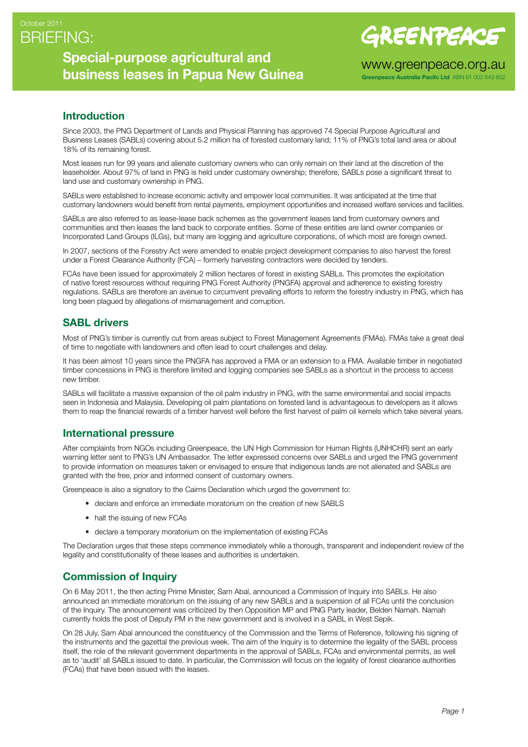October 2011

# BRIEFING: Special-purpose agricultural and business leases in Papua New Guinea

GREENPEACE

www.greenpeace.org.au

**Greenpeace Australia Pacifc Ltd** ABN 61 002 643 852

## Introduction

Since 2003, the PNG Department of Lands and Physical Planning has approved 74 Special Purpose Agricultural and Business Leases (SABLs) covering about 5.2 million ha of forested customary land; 11% of PNG's total land area or about 18% of its remaining forest.

Most leases run for 99 years and alienate customary owners who can only remain on their land at the discretion of the leaseholder. About 97% of land in PNG is held under customary ownership; therefore, SABLs pose a significant threat to land use and customary ownership in PNG.

SABLs were established to increase economic activity and empower local communities. It was anticipated at the time that customary landowners would benefit from rental payments, employment opportunities and increased welfare services and facilities.

SABLs are also referred to as lease-lease back schemes as the government leases land from customary owners and communities and then leases the land back to corporate entities. Some of these entities are land owner companies or Incorporated Land Groups (ILGs), but many are logging and agriculture corporations, of which most are foreign owned.

In 2007, sections of the Forestry Act were amended to enable project development companies to also harvest the forest under a Forest Clearance Authority (FCA) – formerly harvesting contractors were decided by tenders.

FCAs have been issued for approximately 2 million hectares of forest in existing SABLs. This promotes the exploitation of native forest resources without requiring PNG Forest Authority (PNGFA) approval and adherence to existing forestry regulations. SABLs are therefore an avenue to circumvent prevailing efforts to reform the forestry industry in PNG, which has long been plagued by allegations of mismanagement and corruption.

## SABL drivers

Most of PNG's timber is currently cut from areas subject to Forest Management Agreements (FMAs). FMAs take a great deal of time to negotiate with landowners and often lead to court challenges and delay.

It has been almost 10 years since the PNGFA has approved a FMA or an extension to a FMA. Available timber in negotiated timber concessions in PNG is therefore limited and logging companies see SABLs as a shortcut in the process to access new timber.

SABLs will facilitate a massive expansion of the oil palm industry in PNG, with the same environmental and social impacts seen in Indonesia and Malaysia. Developing oil palm plantations on forested land is advantageous to developers as it allows them to reap the financial rewards of a timber harvest well before the first harvest of palm oil kernels which take several years.

## International pressure

After complaints from NGOs including Greenpeace, the UN High Commission for Human Rights (UNHCHR) sent an early warning letter sent to PNG's UN Ambassador. The letter expressed concerns over SABLs and urged the PNG government to provide information on measures taken or envisaged to ensure that indigenous lands are not alienated and SABLs are granted with the free, prior and informed consent of customary owners.

Greenpeace is also a signatory to the Cairns Declaration which urged the government to:

- declare and enforce an immediate moratorium on the creation of new SABLS
- halt the issuing of new FCAs
- declare a temporary moratorium on the implementation of existing FCAs

The Declaration urges that these steps commence immediately while a thorough, transparent and independent review of the legality and constitutionality of these leases and authorities is undertaken.

## Commission of Inquiry

On 6 May 2011, the then acting Prime Minister, Sam Abal, announced a Commission of Inquiry into SABLs. He also announced an immediate moratorium on the issuing of any new SABLs and a suspension of all FCAs until the conclusion of the Inquiry. The announcement was criticized by then Opposition MP and PNG Party leader, Belden Namah. Namah currently holds the post of Deputy PM in the new government and is involved in a SABL in West Sepik.

On 28 July, Sam Abal announced the constituency of the Commission and the Terms of Reference, following his signing of the instruments and the gazettal the previous week. The aim of the Inquiry is to determine the legality of the SABL process itself, the role of the relevant government departments in the approval of SABLs, FCAs and environmental permits, as well as to 'audit' all SABLs issued to date. In particular, the Commission will focus on the legality of forest clearance authorities (FCAs) that have been issued with the leases.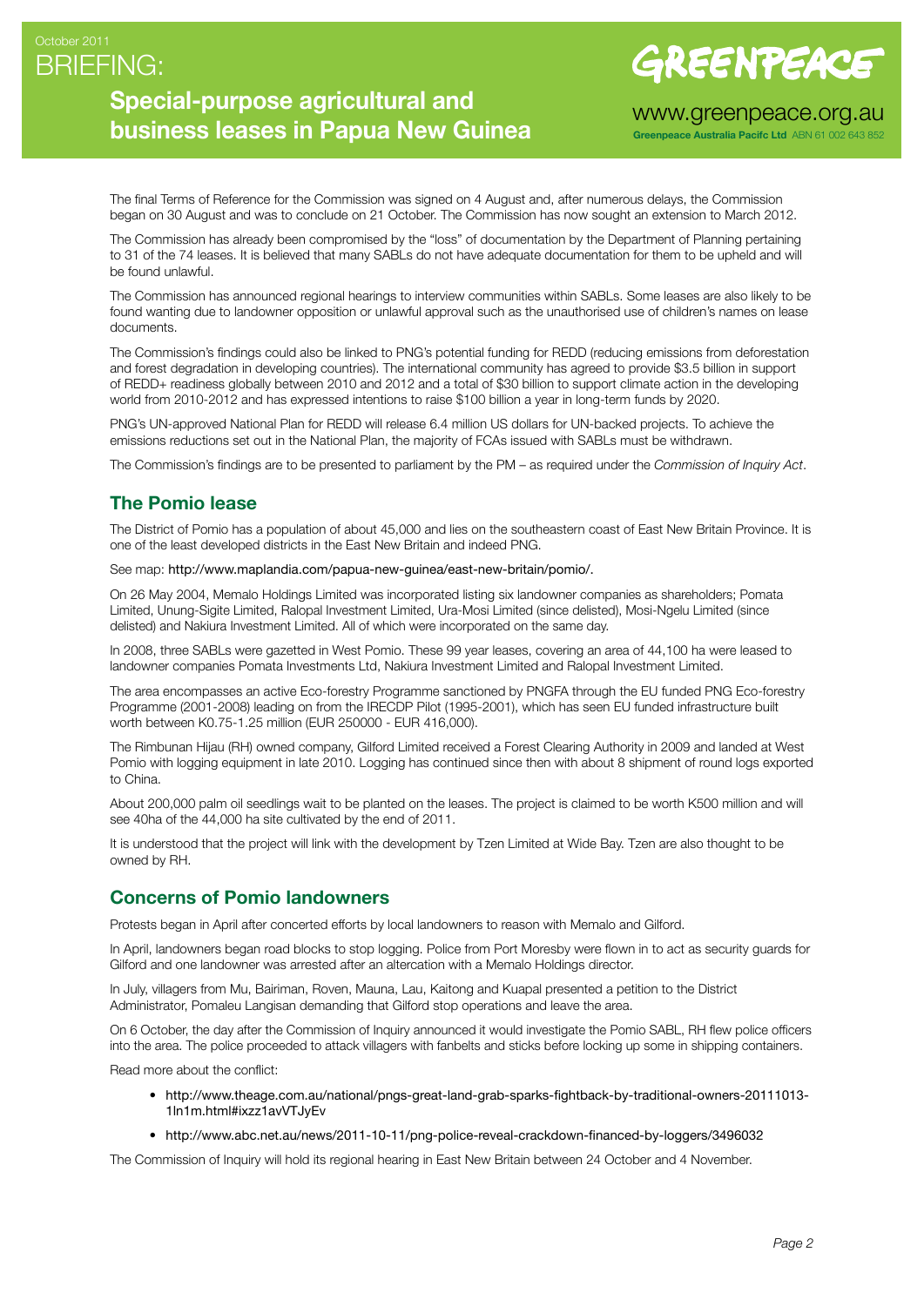The final Terms of Reference for the Commission was signed on 4 August and, after numerous delays, the Commission began on 30 August and was to conclude on 21 October. The Commission has now sought an extension to March 2012.

The Commission has already been compromised by the "loss" of documentation by the Department of Planning pertaining to 31 of the 74 leases. It is believed that many SABLs do not have adequate documentation for them to be upheld and will be found unlawful.

The Commission has announced regional hearings to interview communities within SABLs. Some leases are also likely to be found wanting due to landowner opposition or unlawful approval such as the unauthorised use of children's names on lease documents.

The Commission's findings could also be linked to PNG's potential funding for REDD (reducing emissions from deforestation and forest degradation in developing countries). The international community has agreed to provide $3.5 billion in support of REDD+ readiness globally between 2010 and 2012 and a total of $30 billion to support climate action in the developing world from 2010-2012 and has expressed intentions to raise $100 billion a year in long-term funds by 2020.

PNG's UN-approved National Plan for REDD will release 6.4 million US dollars for UN-backed projects. To achieve the emissions reductions set out in the National Plan, the majority of FCAs issued with SABLs must be withdrawn.

The Commission's findings are to be presented to parliament by the PM – as required under the *Commission of Inquiry Act*.

## The Pomio lease

The District of Pomio has a population of about 45,000 and lies on the southeastern coast of East New Britain Province. It is one of the least developed districts in the East New Britain and indeed PNG.

See map: http://www.maplandia.com/papua-new-guinea/east-new-britain/pomio/.

On 26 May 2004, Memalo Holdings Limited was incorporated listing six landowner companies as shareholders; Pomata Limited, Unung-Sigite Limited, Ralopal Investment Limited, Ura-Mosi Limited (since delisted), Mosi-Ngelu Limited (since delisted) and Nakiura Investment Limited. All of which were incorporated on the same day.

In 2008, three SABLs were gazetted in West Pomio. These 99 year leases, covering an area of 44,100 ha were leased to landowner companies Pomata Investments Ltd, Nakiura Investment Limited and Ralopal Investment Limited.

The area encompasses an active Eco-forestry Programme sanctioned by PNGFA through the EU funded PNG Eco-forestry Programme (2001-2008) leading on from the IRECDP Pilot (1995-2001), which has seen EU funded infrastructure built worth between K0.75-1.25 million (EUR 250000 - EUR 416,000).

The Rimbunan Hijau (RH) owned company, Gilford Limited received a Forest Clearing Authority in 2009 and landed at West Pomio with logging equipment in late 2010. Logging has continued since then with about 8 shipment of round logs exported to China.

About 200,000 palm oil seedlings wait to be planted on the leases. The project is claimed to be worth K500 million and will see 40ha of the 44,000 ha site cultivated by the end of 2011.

It is understood that the project will link with the development by Tzen Limited at Wide Bay. Tzen are also thought to be owned by RH.

## Concerns of Pomio landowners

Protests began in April after concerted efforts by local landowners to reason with Memalo and Gilford.

In April, landowners began road blocks to stop logging. Police from Port Moresby were flown in to act as security guards for Gilford and one landowner was arrested after an altercation with a Memalo Holdings director.

In July, villagers from Mu, Bairiman, Roven, Mauna, Lau, Kaitong and Kuapal presented a petition to the District Administrator, Pomaleu Langisan demanding that Gilford stop operations and leave the area.

On 6 October, the day after the Commission of Inquiry announced it would investigate the Pomio SABL, RH flew police officers into the area. The police proceeded to attack villagers with fanbelts and sticks before locking up some in shipping containers.

Read more about the conflict:

- http://www.theage.com.au/national/pngs-great-land-grab-sparks-fightback-by-traditional-owners-20111013-1ln1m.html#ixzz1avVTJyEv
- http://www.abc.net.au/news/2011-10-11/png-police-reveal-crackdown-financed-by-loggers/3496032

The Commission of Inquiry will hold its regional hearing in East New Britain between 24 October and 4 November.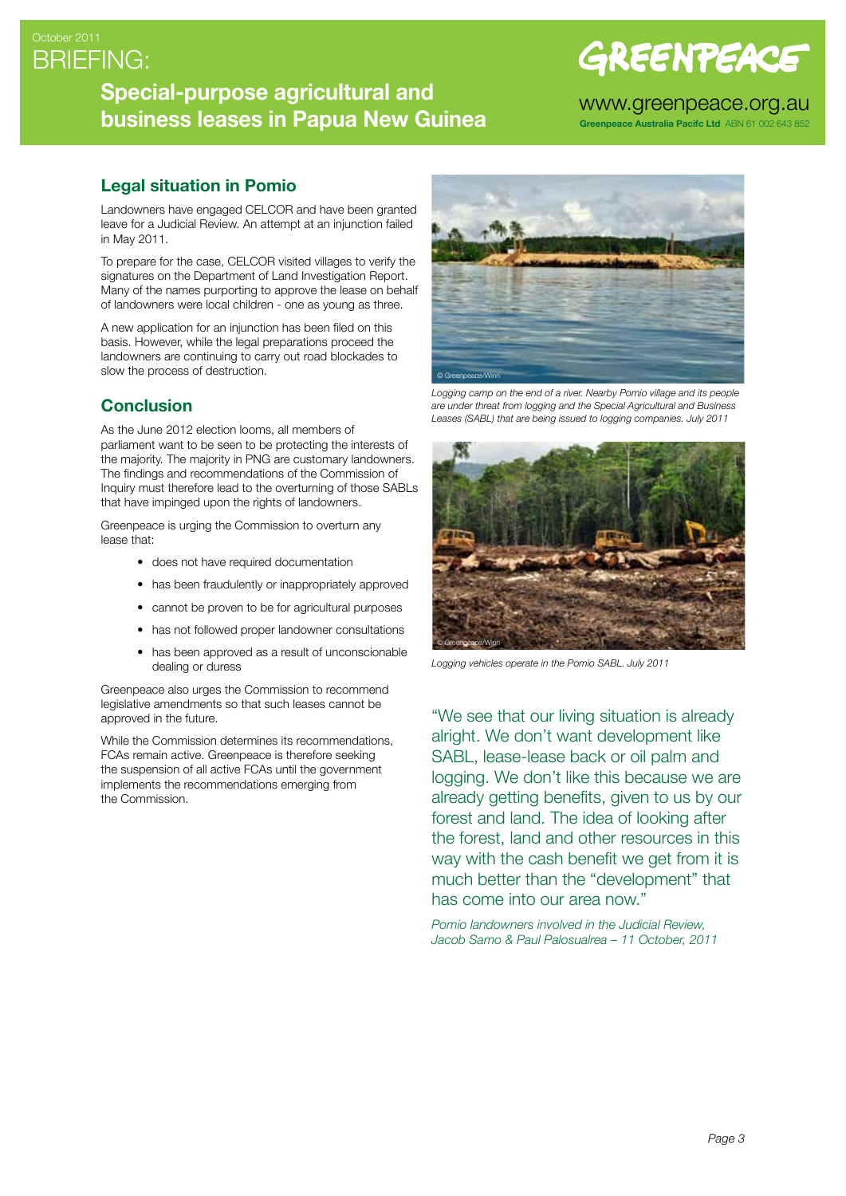## Legal situation in Pomio

Landowners have engaged CELCOR and have been granted leave for a Judicial Review. An attempt at an injunction failed in May 2011.

To prepare for the case, CELCOR visited villages to verify the signatures on the Department of Land Investigation Report. Many of the names purporting to approve the lease on behalf of landowners were local children - one as young as three.

A new application for an injunction has been filed on this basis. However, while the legal preparations proceed the landowners are continuing to carry out road blockades to slow the process of destruction.

## Conclusion

As the June 2012 election looms, all members of parliament want to be seen to be protecting the interests of the majority. The majority in PNG are customary landowners. The findings and recommendations of the Commission of Inquiry must therefore lead to the overturning of those SABLs that have impinged upon the rights of landowners.

Greenpeace is urging the Commission to overturn any lease that:

- does not have required documentation
- has been fraudulently or inappropriately approved
- cannot be proven to be for agricultural purposes
- has not followed proper landowner consultations
- has been approved as a result of unconscionable dealing or duress

Greenpeace also urges the Commission to recommend legislative amendments so that such leases cannot be approved in the future.

While the Commission determines its recommendations, FCAs remain active. Greenpeace is therefore seeking the suspension of all active FCAs until the government implements the recommendations emerging from the Commission.

© Greenpeace/Winn

*Logging camp on the end of a river. Nearby Pomio village and its people are under threat from logging and the Special Agricultural and Business Leases (SABL) that are being issued to logging companies. July 2011*

© Greenpeace/Winn

*Logging vehicles operate in the Pomio SABL. July 2011*

"We see that our living situation is already alright. We don't want development like SABL, lease-lease back or oil palm and logging. We don't like this because we are already getting benefits, given to us by our forest and land. The idea of looking after the forest, land and other resources in this way with the cash benefit we get from it is much better than the "development" that has come into our area now."

*Pomio landowners involved in the Judicial Review, Jacob Samo & Paul Palosualrea – 11 October, 2011*